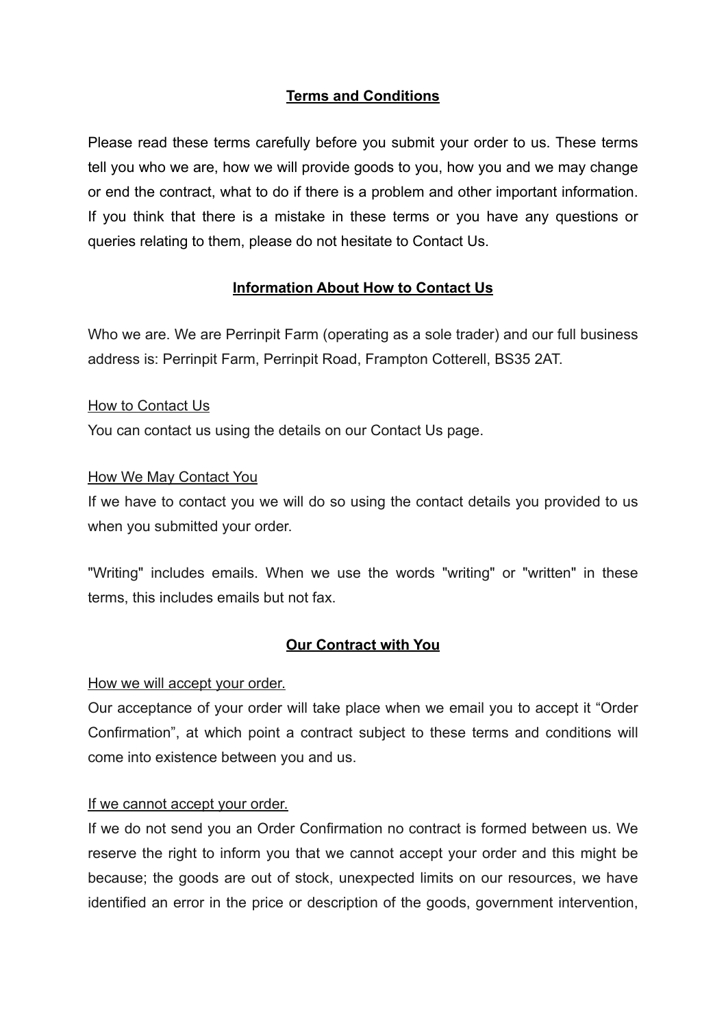# Terms and Conditions

Please read these terms carefully before you submit your order to us. These terms tell you who we are, how we will provide goods to you, how you and we may change or end the contract, what to do if there is a problem and other important information. If you think that there is a mistake in these terms or you have any questions or queries relating to them, please do not hesitate to Contact Us.

## Information About How to Contact Us

Who we are. We are Perrinpit Farm (operating as a sole trader) and our full business address is: Perrinpit Farm, Perrinpit Road, Frampton Cotterell, BS35 2AT.

### How to Contact Us

You can contact us using the details on our Contact Us page.

### How We May Contact You

If we have to contact you we will do so using the contact details you provided to us when you submitted your order.

"Writing" includes emails. When we use the words "writing" or "written" in these terms, this includes emails but not fax.

## Our Contract with You

### How we will accept your order.

Our acceptance of your order will take place when we email you to accept it “Order Confirmation”, at which point a contract subject to these terms and conditions will come into existence between you and us.

### If we cannot accept your order.

If we do not send you an Order Confirmation no contract is formed between us. We reserve the right to inform you that we cannot accept your order and this might be because; the goods are out of stock, unexpected limits on our resources, we have identified an error in the price or description of the goods, government intervention,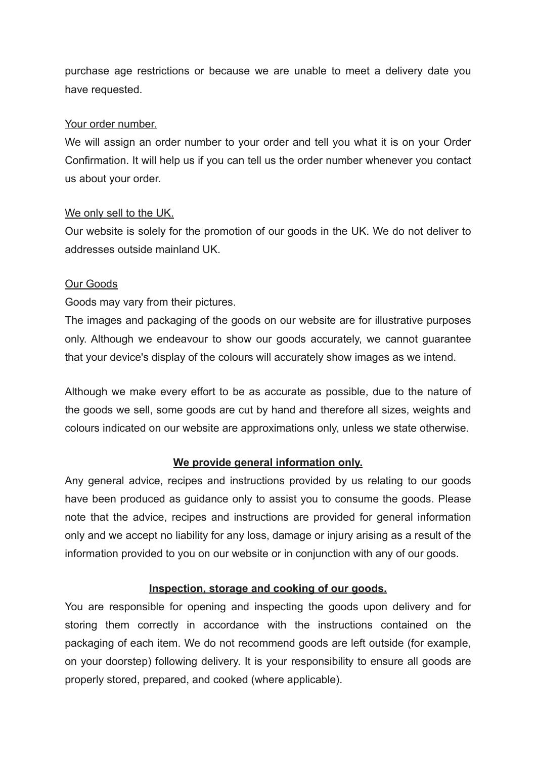purchase age restrictions or because we are unable to meet a delivery date you have requested.

Your order number.

We will assign an order number to your order and tell you what it is on your Order Confirmation. It will help us if you can tell us the order number whenever you contact us about your order.

We only sell to the UK.

Our website is solely for the promotion of our goods in the UK. We do not deliver to addresses outside mainland UK.

Our Goods

Goods may vary from their pictures.

The images and packaging of the goods on our website are for illustrative purposes only. Although we endeavour to show our goods accurately, we cannot guarantee that your device's display of the colours will accurately show images as we intend.

Although we make every effort to be as accurate as possible, due to the nature of the goods we sell, some goods are cut by hand and therefore all sizes, weights and colours indicated on our website are approximations only, unless we state otherwise.

**We provide general information only.**

Any general advice, recipes and instructions provided by us relating to our goods have been produced as guidance only to assist you to consume the goods. Please note that the advice, recipes and instructions are provided for general information only and we accept no liability for any loss, damage or injury arising as a result of the information provided to you on our website or in conjunction with any of our goods.

**Inspection, storage and cooking of our goods.**

You are responsible for opening and inspecting the goods upon delivery and for storing them correctly in accordance with the instructions contained on the packaging of each item. We do not recommend goods are left outside (for example, on your doorstep) following delivery. It is your responsibility to ensure all goods are properly stored, prepared, and cooked (where applicable).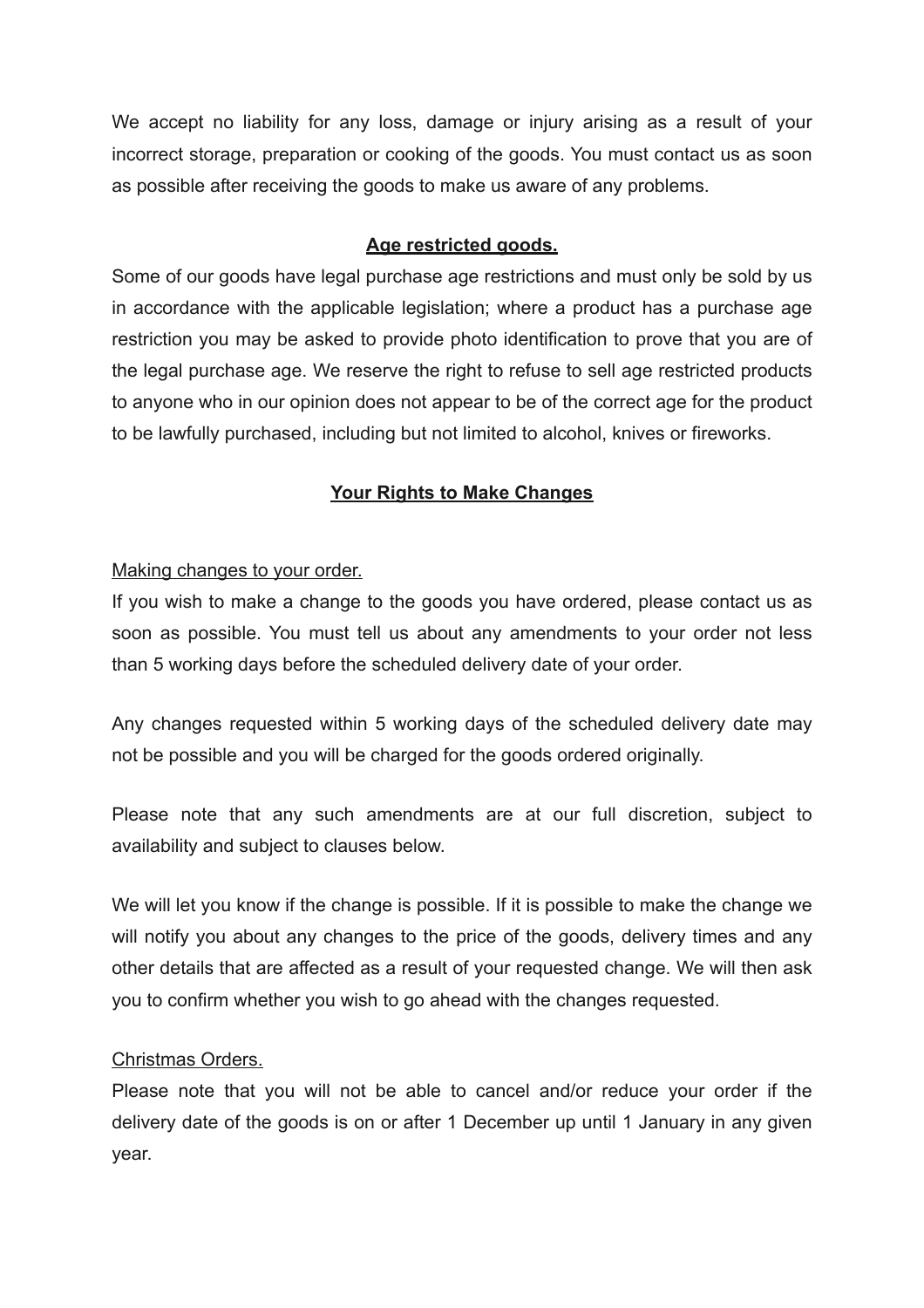We accept no liability for any loss, damage or injury arising as a result of your incorrect storage, preparation or cooking of the goods. You must contact us as soon as possible after receiving the goods to make us aware of any problems.

### Age restricted goods.

Some of our goods have legal purchase age restrictions and must only be sold by us in accordance with the applicable legislation; where a product has a purchase age restriction you may be asked to provide photo identification to prove that you are of the legal purchase age. We reserve the right to refuse to sell age restricted products to anyone who in our opinion does not appear to be of the correct age for the product to be lawfully purchased, including but not limited to alcohol, knives or fireworks.

## Your Rights to Make Changes

#### Making changes to your order.

If you wish to make a change to the goods you have ordered, please contact us as soon as possible. You must tell us about any amendments to your order not less than 5 working days before the scheduled delivery date of your order.

Any changes requested within 5 working days of the scheduled delivery date may not be possible and you will be charged for the goods ordered originally.

Please note that any such amendments are at our full discretion, subject to availability and subject to clauses below.

We will let you know if the change is possible. If it is possible to make the change we will notify you about any changes to the price of the goods, delivery times and any other details that are affected as a result of your requested change. We will then ask you to confirm whether you wish to go ahead with the changes requested.

#### Christmas Orders.

Please note that you will not be able to cancel and/or reduce your order if the delivery date of the goods is on or after 1 December up until 1 January in any given year.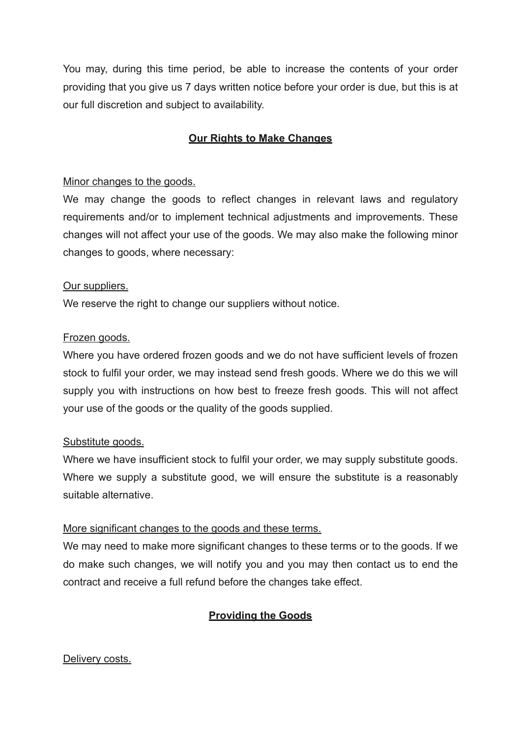You may, during this time period, be able to increase the contents of your order providing that you give us 7 days written notice before your order is due, but this is at our full discretion and subject to availability.

## **Our Rights to Make Changes**

Minor changes to the goods.

We may change the goods to reflect changes in relevant laws and regulatory requirements and/or to implement technical adjustments and improvements. These changes will not affect your use of the goods. We may also make the following minor changes to goods, where necessary:

Our suppliers.

We reserve the right to change our suppliers without notice.

Frozen goods.

Where you have ordered frozen goods and we do not have sufficient levels of frozen stock to fulfil your order, we may instead send fresh goods. Where we do this we will supply you with instructions on how best to freeze fresh goods. This will not affect your use of the goods or the quality of the goods supplied.

Substitute goods.

Where we have insufficient stock to fulfil your order, we may supply substitute goods. Where we supply a substitute good, we will ensure the substitute is a reasonably suitable alternative.

More significant changes to the goods and these terms.

We may need to make more significant changes to these terms or to the goods. If we do make such changes, we will notify you and you may then contact us to end the contract and receive a full refund before the changes take effect.

## **Providing the Goods**

Delivery costs.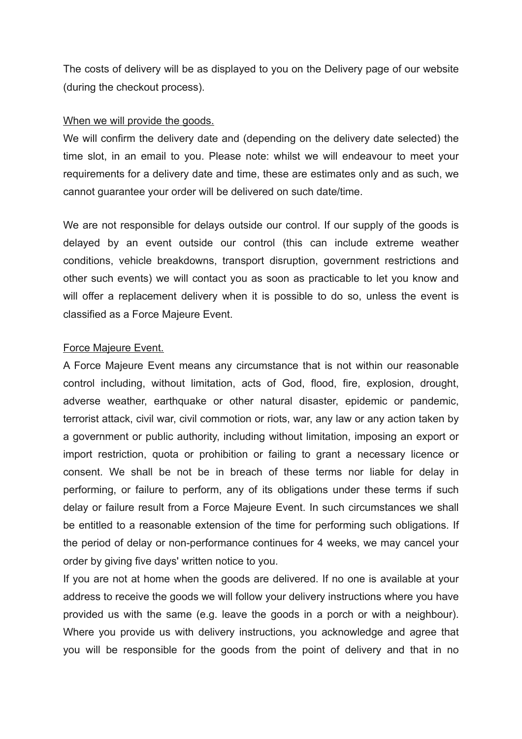The costs of delivery will be as displayed to you on the Delivery page of our website (during the checkout process).

When we will provide the goods.
We will confirm the delivery date and (depending on the delivery date selected) the time slot, in an email to you. Please note: whilst we will endeavour to meet your requirements for a delivery date and time, these are estimates only and as such, we cannot guarantee your order will be delivered on such date/time.

We are not responsible for delays outside our control. If our supply of the goods is delayed by an event outside our control (this can include extreme weather conditions, vehicle breakdowns, transport disruption, government restrictions and other such events) we will contact you as soon as practicable to let you know and will offer a replacement delivery when it is possible to do so, unless the event is classified as a Force Majeure Event.

Force Majeure Event.
A Force Majeure Event means any circumstance that is not within our reasonable control including, without limitation, acts of God, flood, fire, explosion, drought, adverse weather, earthquake or other natural disaster, epidemic or pandemic, terrorist attack, civil war, civil commotion or riots, war, any law or any action taken by a government or public authority, including without limitation, imposing an export or import restriction, quota or prohibition or failing to grant a necessary licence or consent. We shall be not be in breach of these terms nor liable for delay in performing, or failure to perform, any of its obligations under these terms if such delay or failure result from a Force Majeure Event. In such circumstances we shall be entitled to a reasonable extension of the time for performing such obligations. If the period of delay or non-performance continues for 4 weeks, we may cancel your order by giving five days' written notice to you.
If you are not at home when the goods are delivered. If no one is available at your address to receive the goods we will follow your delivery instructions where you have provided us with the same (e.g. leave the goods in a porch or with a neighbour). Where you provide us with delivery instructions, you acknowledge and agree that you will be responsible for the goods from the point of delivery and that in no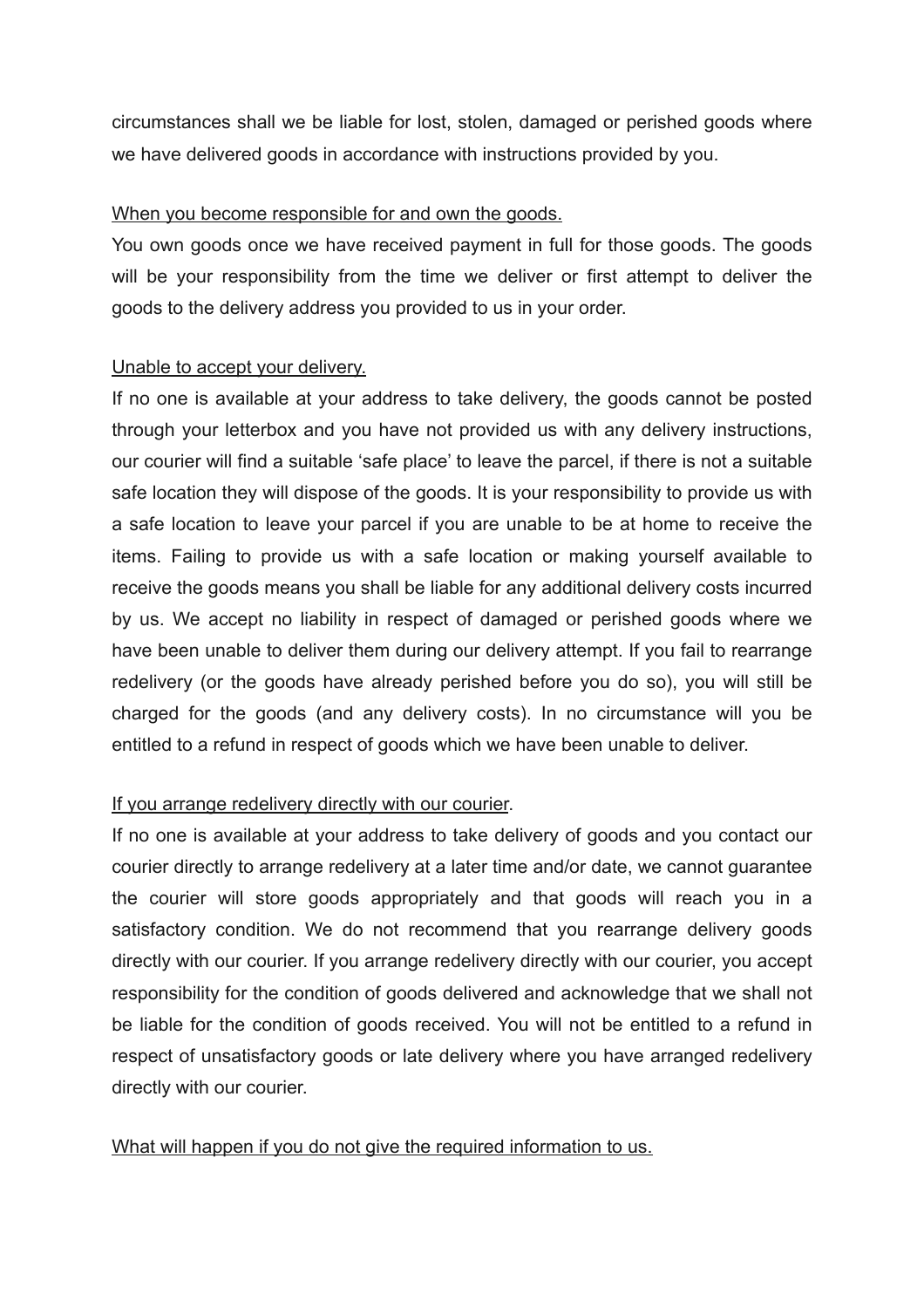circumstances shall we be liable for lost, stolen, damaged or perished goods where we have delivered goods in accordance with instructions provided by you.

<u>When you become responsible for and own the goods.</u>

You own goods once we have received payment in full for those goods. The goods will be your responsibility from the time we deliver or first attempt to deliver the goods to the delivery address you provided to us in your order.

<u>Unable to accept your delivery.</u>

If no one is available at your address to take delivery, the goods cannot be posted through your letterbox and you have not provided us with any delivery instructions, our courier will find a suitable 'safe place' to leave the parcel, if there is not a suitable safe location they will dispose of the goods. It is your responsibility to provide us with a safe location to leave your parcel if you are unable to be at home to receive the items. Failing to provide us with a safe location or making yourself available to receive the goods means you shall be liable for any additional delivery costs incurred by us. We accept no liability in respect of damaged or perished goods where we have been unable to deliver them during our delivery attempt. If you fail to rearrange redelivery (or the goods have already perished before you do so), you will still be charged for the goods (and any delivery costs). In no circumstance will you be entitled to a refund in respect of goods which we have been unable to deliver.

<u>If you arrange redelivery directly with our courier</u>.

If no one is available at your address to take delivery of goods and you contact our courier directly to arrange redelivery at a later time and/or date, we cannot guarantee the courier will store goods appropriately and that goods will reach you in a satisfactory condition. We do not recommend that you rearrange delivery goods directly with our courier. If you arrange redelivery directly with our courier, you accept responsibility for the condition of goods delivered and acknowledge that we shall not be liable for the condition of goods received. You will not be entitled to a refund in respect of unsatisfactory goods or late delivery where you have arranged redelivery directly with our courier.

<u>What will happen if you do not give the required information to us.</u>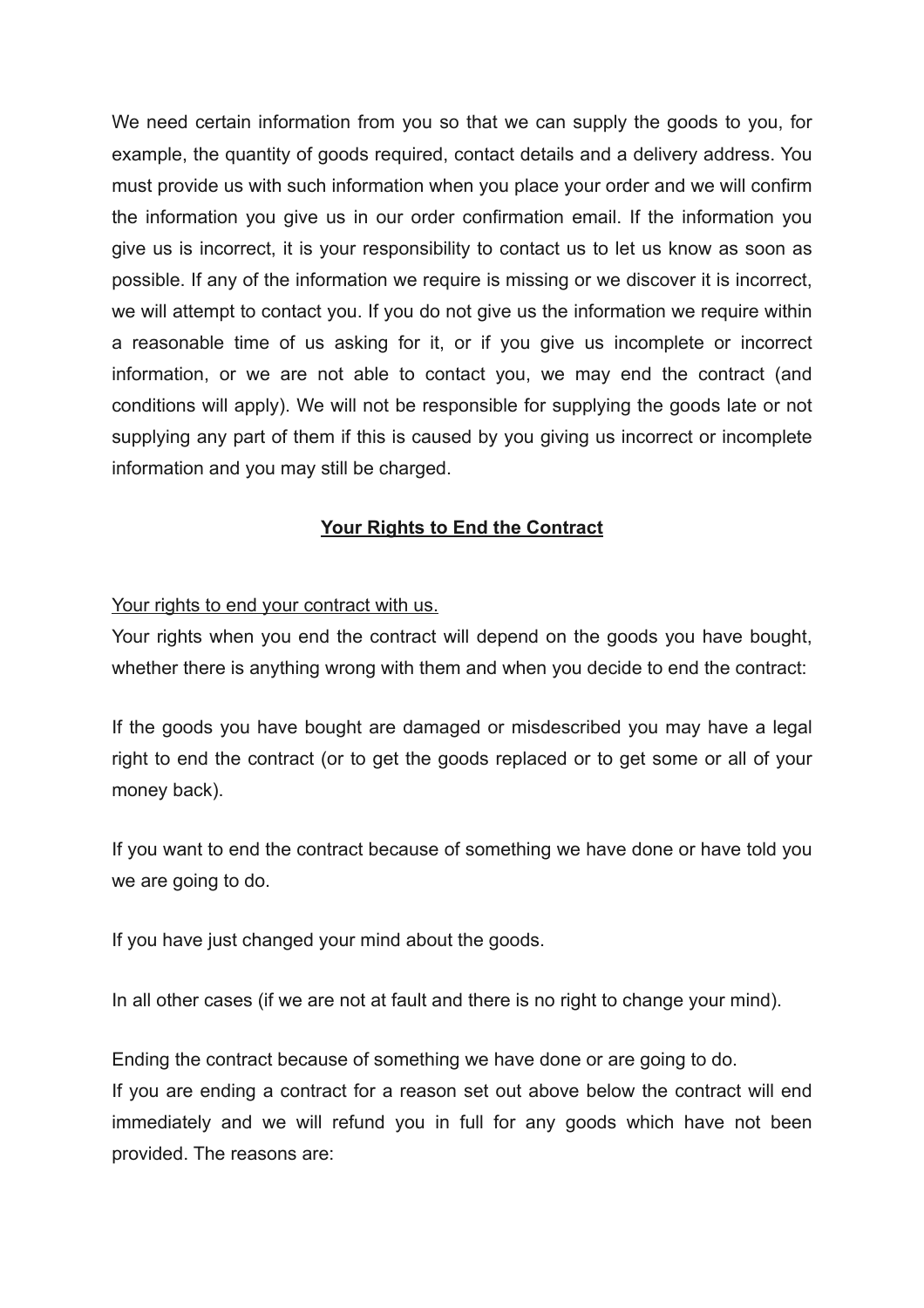We need certain information from you so that we can supply the goods to you, for example, the quantity of goods required, contact details and a delivery address. You must provide us with such information when you place your order and we will confirm the information you give us in our order confirmation email. If the information you give us is incorrect, it is your responsibility to contact us to let us know as soon as possible. If any of the information we require is missing or we discover it is incorrect, we will attempt to contact you. If you do not give us the information we require within a reasonable time of us asking for it, or if you give us incomplete or incorrect information, or we are not able to contact you, we may end the contract (and conditions will apply). We will not be responsible for supplying the goods late or not supplying any part of them if this is caused by you giving us incorrect or incomplete information and you may still be charged.

## **Your Rights to End the Contract**

Your rights to end your contract with us.

Your rights when you end the contract will depend on the goods you have bought, whether there is anything wrong with them and when you decide to end the contract:

If the goods you have bought are damaged or misdescribed you may have a legal right to end the contract (or to get the goods replaced or to get some or all of your money back).

If you want to end the contract because of something we have done or have told you we are going to do.

If you have just changed your mind about the goods.

In all other cases (if we are not at fault and there is no right to change your mind).

Ending the contract because of something we have done or are going to do.

If you are ending a contract for a reason set out above below the contract will end immediately and we will refund you in full for any goods which have not been provided. The reasons are: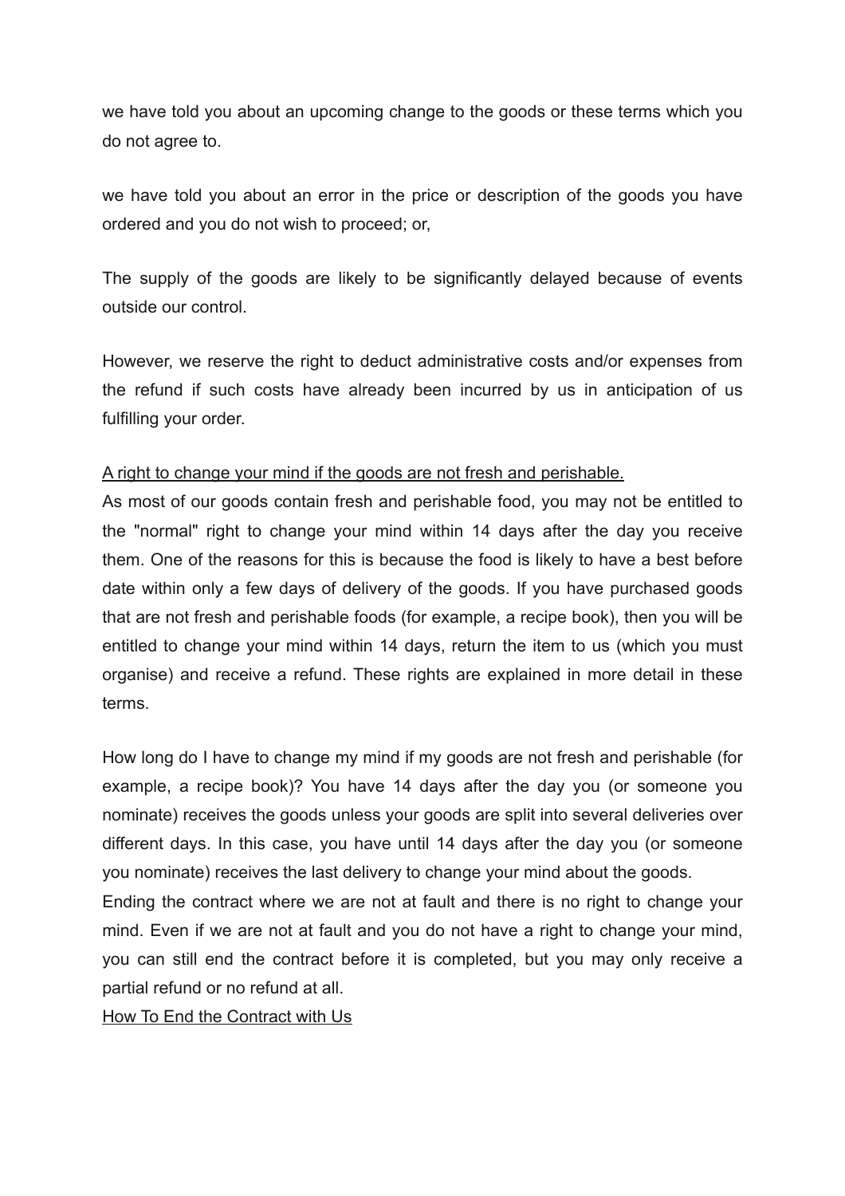we have told you about an upcoming change to the goods or these terms which you do not agree to.

we have told you about an error in the price or description of the goods you have ordered and you do not wish to proceed; or,

The supply of the goods are likely to be significantly delayed because of events outside our control.

However, we reserve the right to deduct administrative costs and/or expenses from the refund if such costs have already been incurred by us in anticipation of us fulfilling your order.

<u>A right to change your mind if the goods are not fresh and perishable.</u>
As most of our goods contain fresh and perishable food, you may not be entitled to the "normal" right to change your mind within 14 days after the day you receive them. One of the reasons for this is because the food is likely to have a best before date within only a few days of delivery of the goods. If you have purchased goods that are not fresh and perishable foods (for example, a recipe book), then you will be entitled to change your mind within 14 days, return the item to us (which you must organise) and receive a refund. These rights are explained in more detail in these terms.

How long do I have to change my mind if my goods are not fresh and perishable (for example, a recipe book)? You have 14 days after the day you (or someone you nominate) receives the goods unless your goods are split into several deliveries over different days. In this case, you have until 14 days after the day you (or someone you nominate) receives the last delivery to change your mind about the goods.
Ending the contract where we are not at fault and there is no right to change your mind. Even if we are not at fault and you do not have a right to change your mind, you can still end the contract before it is completed, but you may only receive a partial refund or no refund at all.
<u>How To End the Contract with Us</u>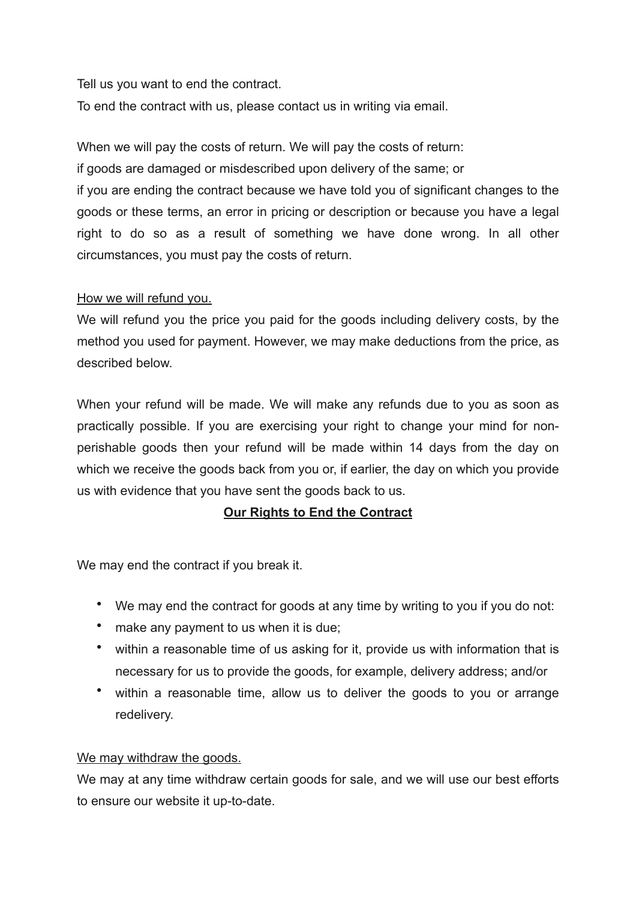Tell us you want to end the contract.

To end the contract with us, please contact us in writing via email.

When we will pay the costs of return. We will pay the costs of return:

if goods are damaged or misdescribed upon delivery of the same; or

if you are ending the contract because we have told you of significant changes to the goods or these terms, an error in pricing or description or because you have a legal right to do so as a result of something we have done wrong. In all other circumstances, you must pay the costs of return.

<u>How we will refund you.</u>

We will refund you the price you paid for the goods including delivery costs, by the method you used for payment. However, we may make deductions from the price, as described below.

When your refund will be made. We will make any refunds due to you as soon as practically possible. If you are exercising your right to change your mind for non-perishable goods then your refund will be made within 14 days from the day on which we receive the goods back from you or, if earlier, the day on which you provide us with evidence that you have sent the goods back to us.

## **<u>Our Rights to End the Contract</u>**

We may end the contract if you break it.

- We may end the contract for goods at any time by writing to you if you do not:
- make any payment to us when it is due;
- within a reasonable time of us asking for it, provide us with information that is necessary for us to provide the goods, for example, delivery address; and/or
- within a reasonable time, allow us to deliver the goods to you or arrange redelivery.

<u>We may withdraw the goods.</u>

We may at any time withdraw certain goods for sale, and we will use our best efforts to ensure our website it up-to-date.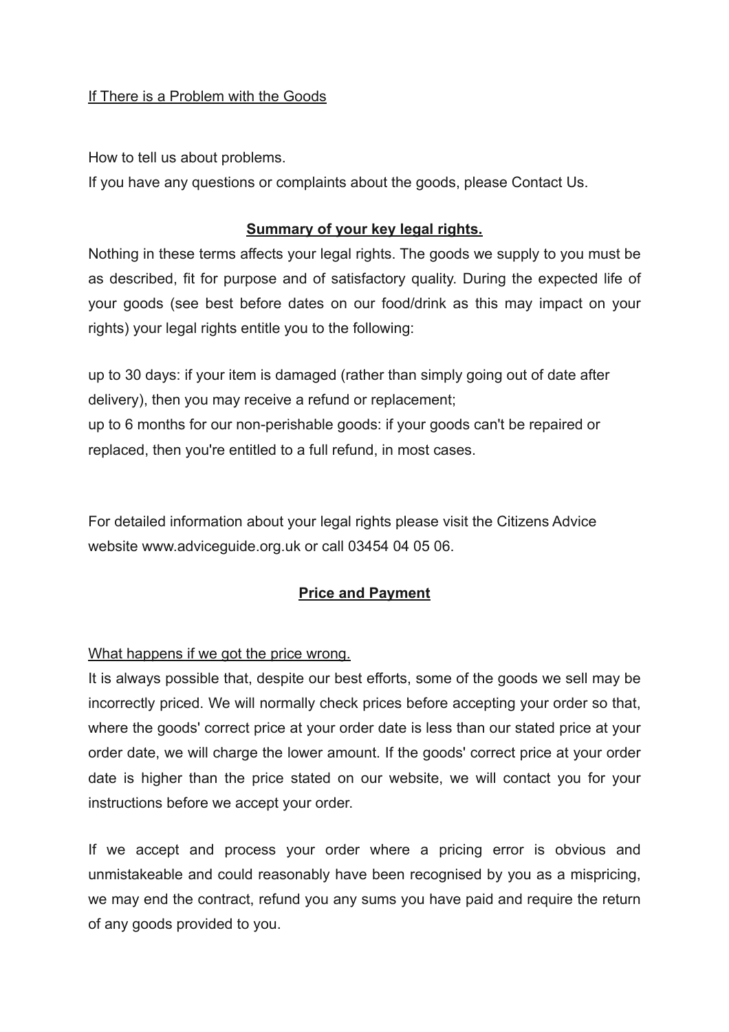If There is a Problem with the Goods

How to tell us about problems.
If you have any questions or complaints about the goods, please Contact Us.

## Summary of your key legal rights.

Nothing in these terms affects your legal rights. The goods we supply to you must be as described, fit for purpose and of satisfactory quality. During the expected life of your goods (see best before dates on our food/drink as this may impact on your rights) your legal rights entitle you to the following:

up to 30 days: if your item is damaged (rather than simply going out of date after delivery), then you may receive a refund or replacement;
up to 6 months for our non-perishable goods: if your goods can't be repaired or replaced, then you're entitled to a full refund, in most cases.

For detailed information about your legal rights please visit the Citizens Advice website www.adviceguide.org.uk or call 03454 04 05 06.

## Price and Payment

What happens if we got the price wrong.
It is always possible that, despite our best efforts, some of the goods we sell may be incorrectly priced. We will normally check prices before accepting your order so that, where the goods' correct price at your order date is less than our stated price at your order date, we will charge the lower amount. If the goods' correct price at your order date is higher than the price stated on our website, we will contact you for your instructions before we accept your order.

If we accept and process your order where a pricing error is obvious and unmistakeable and could reasonably have been recognised by you as a mispricing, we may end the contract, refund you any sums you have paid and require the return of any goods provided to you.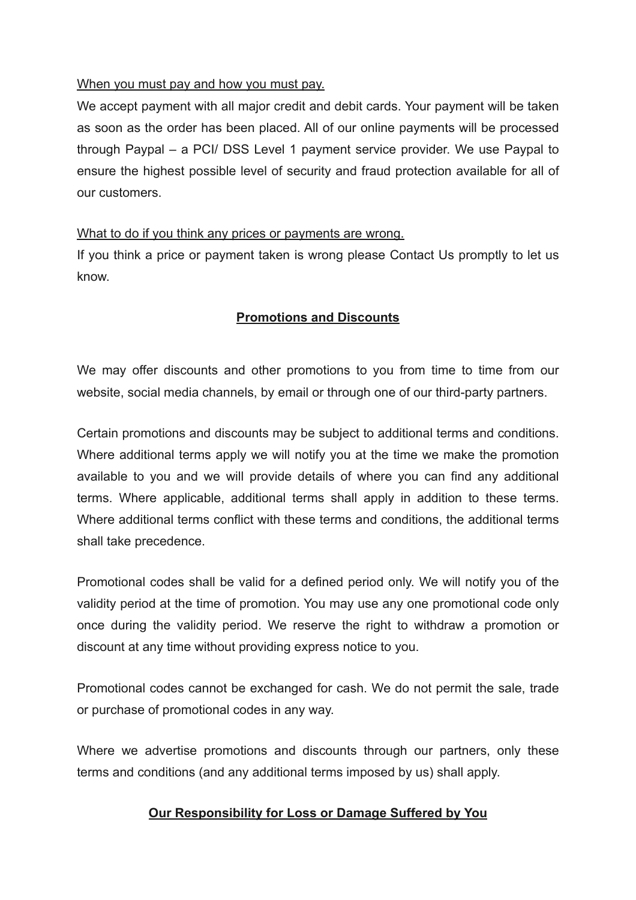<u>When you must pay and how you must pay.</u>

We accept payment with all major credit and debit cards. Your payment will be taken as soon as the order has been placed. All of our online payments will be processed through Paypal – a PCI/ DSS Level 1 payment service provider. We use Paypal to ensure the highest possible level of security and fraud protection available for all of our customers.

<u>What to do if you think any prices or payments are wrong.</u>

If you think a price or payment taken is wrong please Contact Us promptly to let us know.

## Promotions and Discounts

We may offer discounts and other promotions to you from time to time from our website, social media channels, by email or through one of our third-party partners.

Certain promotions and discounts may be subject to additional terms and conditions. Where additional terms apply we will notify you at the time we make the promotion available to you and we will provide details of where you can find any additional terms. Where applicable, additional terms shall apply in addition to these terms. Where additional terms conflict with these terms and conditions, the additional terms shall take precedence.

Promotional codes shall be valid for a defined period only. We will notify you of the validity period at the time of promotion. You may use any one promotional code only once during the validity period. We reserve the right to withdraw a promotion or discount at any time without providing express notice to you.

Promotional codes cannot be exchanged for cash. We do not permit the sale, trade or purchase of promotional codes in any way.

Where we advertise promotions and discounts through our partners, only these terms and conditions (and any additional terms imposed by us) shall apply.

## Our Responsibility for Loss or Damage Suffered by You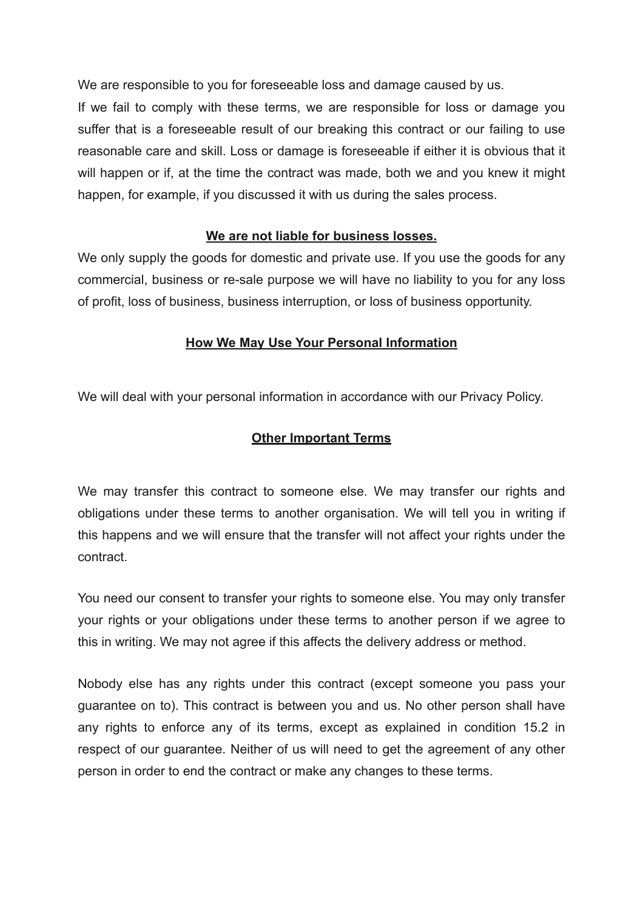We are responsible to you for foreseeable loss and damage caused by us.

If we fail to comply with these terms, we are responsible for loss or damage you suffer that is a foreseeable result of our breaking this contract or our failing to use reasonable care and skill. Loss or damage is foreseeable if either it is obvious that it will happen or if, at the time the contract was made, both we and you knew it might happen, for example, if you discussed it with us during the sales process.

**We are not liable for business losses.**

We only supply the goods for domestic and private use. If you use the goods for any commercial, business or re-sale purpose we will have no liability to you for any loss of profit, loss of business, business interruption, or loss of business opportunity.

## How We May Use Your Personal Information

We will deal with your personal information in accordance with our Privacy Policy.

## Other Important Terms

We may transfer this contract to someone else. We may transfer our rights and obligations under these terms to another organisation. We will tell you in writing if this happens and we will ensure that the transfer will not affect your rights under the contract.

You need our consent to transfer your rights to someone else. You may only transfer your rights or your obligations under these terms to another person if we agree to this in writing. We may not agree if this affects the delivery address or method.

Nobody else has any rights under this contract (except someone you pass your guarantee on to). This contract is between you and us. No other person shall have any rights to enforce any of its terms, except as explained in condition 15.2 in respect of our guarantee. Neither of us will need to get the agreement of any other person in order to end the contract or make any changes to these terms.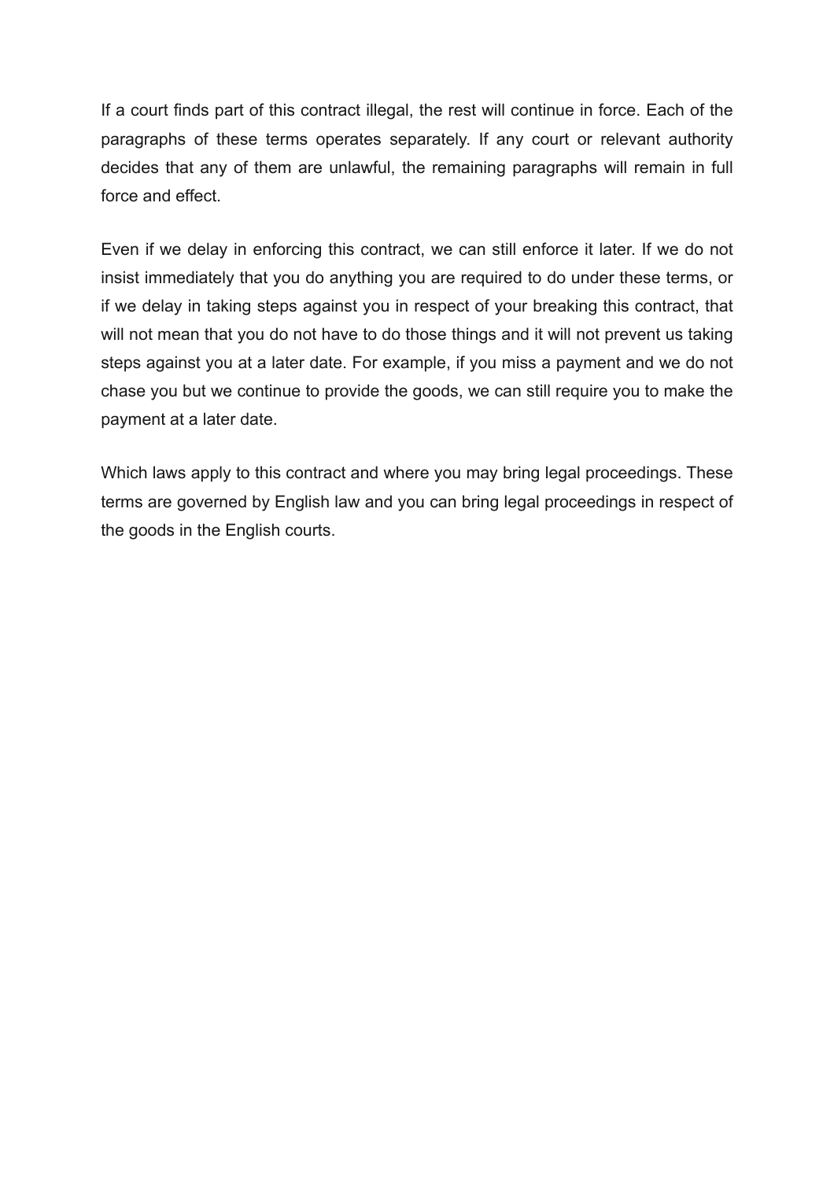If a court finds part of this contract illegal, the rest will continue in force. Each of the paragraphs of these terms operates separately. If any court or relevant authority decides that any of them are unlawful, the remaining paragraphs will remain in full force and effect.

Even if we delay in enforcing this contract, we can still enforce it later. If we do not insist immediately that you do anything you are required to do under these terms, or if we delay in taking steps against you in respect of your breaking this contract, that will not mean that you do not have to do those things and it will not prevent us taking steps against you at a later date. For example, if you miss a payment and we do not chase you but we continue to provide the goods, we can still require you to make the payment at a later date.

Which laws apply to this contract and where you may bring legal proceedings. These terms are governed by English law and you can bring legal proceedings in respect of the goods in the English courts.